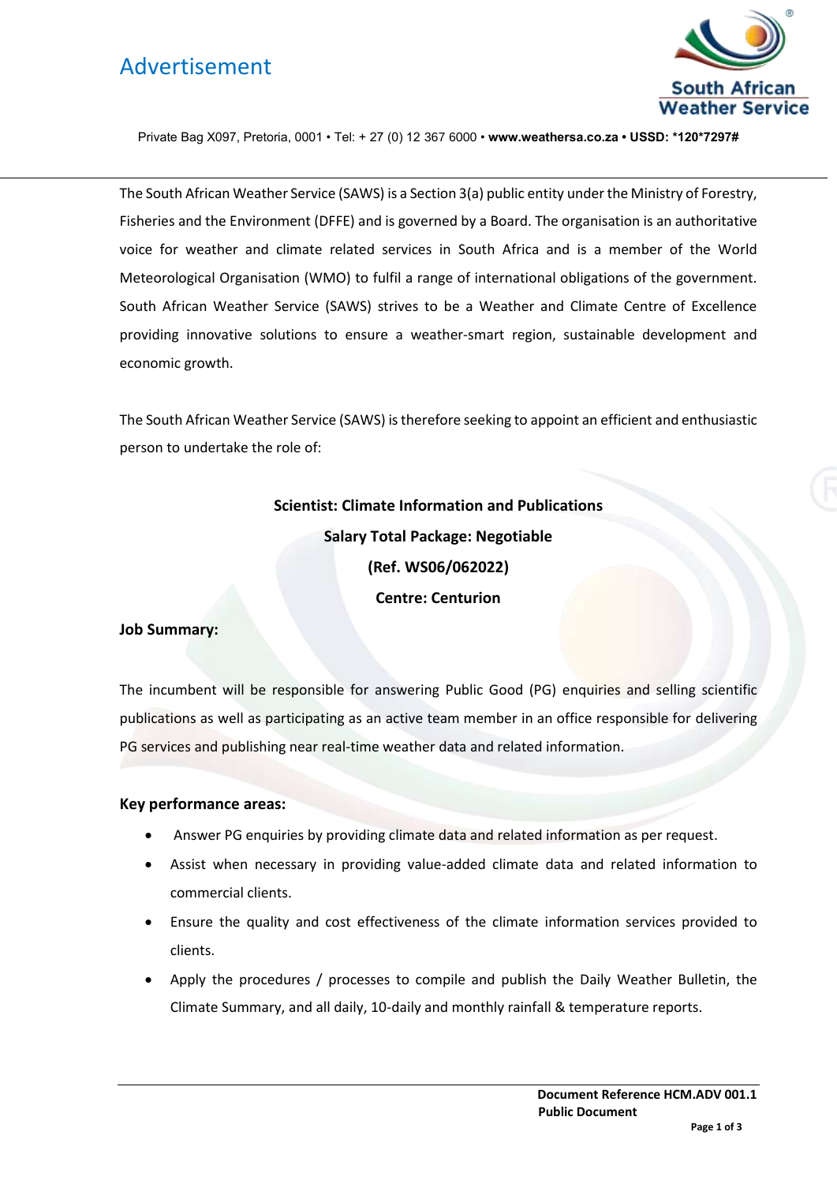# Advertisement

South African Weather Service

Private Bag X097, Pretoria, 0001 • Tel: + 27 (0) 12 367 6000 • **www.weathersa.co.za • USSD: *120*7297#**

The South African Weather Service (SAWS) is a Section 3(a) public entity under the Ministry of Forestry, Fisheries and the Environment (DFFE) and is governed by a Board. The organisation is an authoritative voice for weather and climate related services in South Africa and is a member of the World Meteorological Organisation (WMO) to fulfil a range of international obligations of the government. South African Weather Service (SAWS) strives to be a Weather and Climate Centre of Excellence providing innovative solutions to ensure a weather-smart region, sustainable development and economic growth.

The South African Weather Service (SAWS) is therefore seeking to appoint an efficient and enthusiastic person to undertake the role of:

**Scientist: Climate Information and Publications**

**Salary Total Package: Negotiable**

**(Ref. WS06/062022)**

**Centre: Centurion**

**Job Summary:**

The incumbent will be responsible for answering Public Good (PG) enquiries and selling scientific publications as well as participating as an active team member in an office responsible for delivering PG services and publishing near real-time weather data and related information.

**Key performance areas:**

- Answer PG enquiries by providing climate data and related information as per request.
- Assist when necessary in providing value-added climate data and related information to commercial clients.
- Ensure the quality and cost effectiveness of the climate information services provided to clients.
- Apply the procedures / processes to compile and publish the Daily Weather Bulletin, the Climate Summary, and all daily, 10-daily and monthly rainfall & temperature reports.

**Document Reference HCM.ADV 001.1**
**Public Document**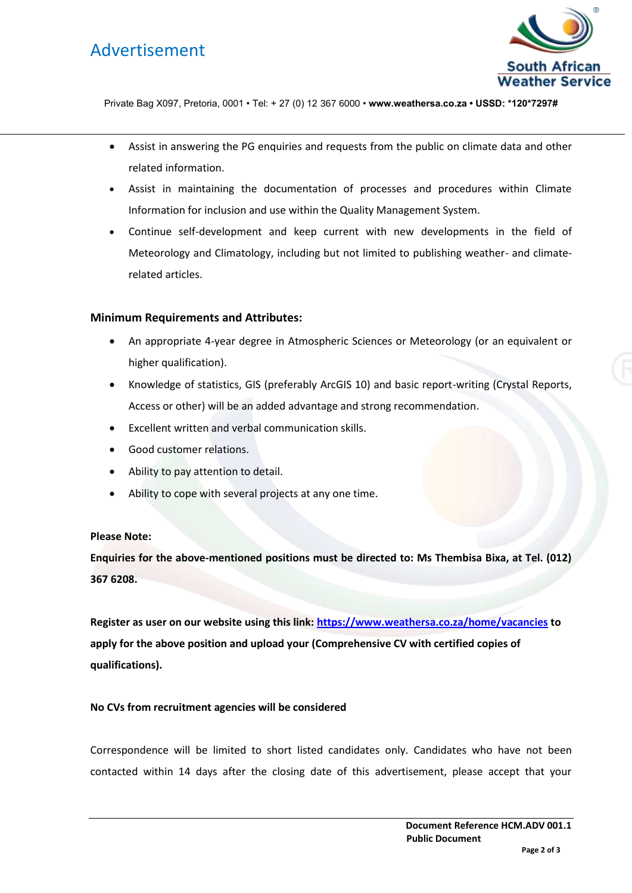- Assist in answering the PG enquiries and requests from the public on climate data and other related information.
- Assist in maintaining the documentation of processes and procedures within Climate Information for inclusion and use within the Quality Management System.
- Continue self-development and keep current with new developments in the field of Meteorology and Climatology, including but not limited to publishing weather- and climate-related articles.

**Minimum Requirements and Attributes:**

- An appropriate 4-year degree in Atmospheric Sciences or Meteorology (or an equivalent or higher qualification).
- Knowledge of statistics, GIS (preferably ArcGIS 10) and basic report-writing (Crystal Reports, Access or other) will be an added advantage and strong recommendation.
- Excellent written and verbal communication skills.
- Good customer relations.
- Ability to pay attention to detail.
- Ability to cope with several projects at any one time.

**Please Note:**

**Enquiries for the above-mentioned positions must be directed to: Ms Thembisa Bixa, at Tel. (012) 367 6208.**

**Register as user on our website using this link: [https://www.weathersa.co.za/home/vacancies](https://www.weathersa.co.za/home/vacancies) to apply for the above position and upload your (Comprehensive CV with certified copies of qualifications).**

**No CVs from recruitment agencies will be considered**

Correspondence will be limited to short listed candidates only. Candidates who have not been contacted within 14 days after the closing date of this advertisement, please accept that your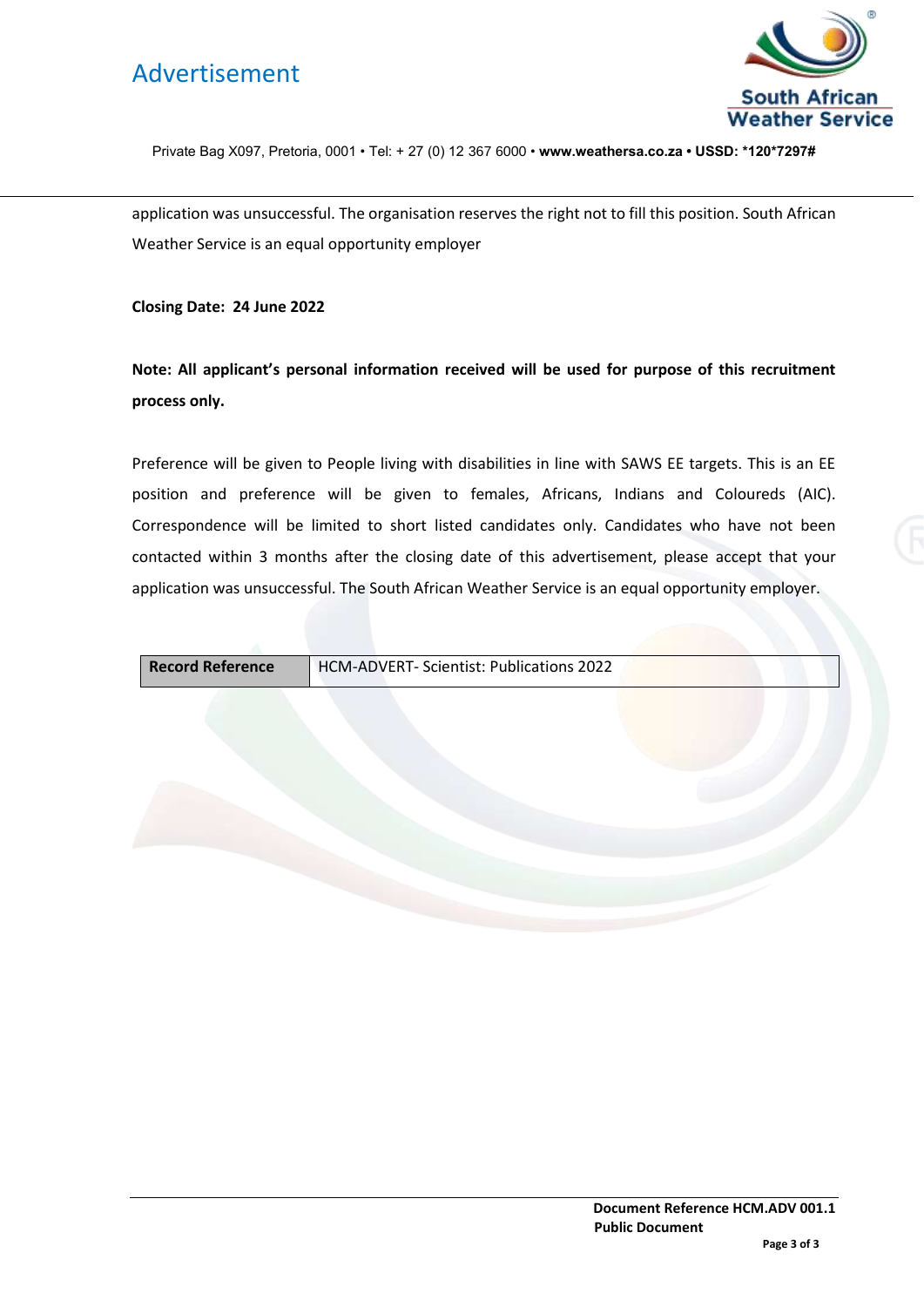application was unsuccessful. The organisation reserves the right not to fill this position. South African Weather Service is an equal opportunity employer

**Closing Date: 24 June 2022**

**Note: All applicant's personal information received will be used for purpose of this recruitment process only.**

Preference will be given to People living with disabilities in line with SAWS EE targets. This is an EE position and preference will be given to females, Africans, Indians and Coloureds (AIC). Correspondence will be limited to short listed candidates only. Candidates who have not been contacted within 3 months after the closing date of this advertisement, please accept that your application was unsuccessful. The South African Weather Service is an equal opportunity employer.

| | |
|---|---|
| **Record Reference** | HCM-ADVERT- Scientist: Publications 2022 |

**Document Reference HCM.ADV 001.1**
**Public Document**